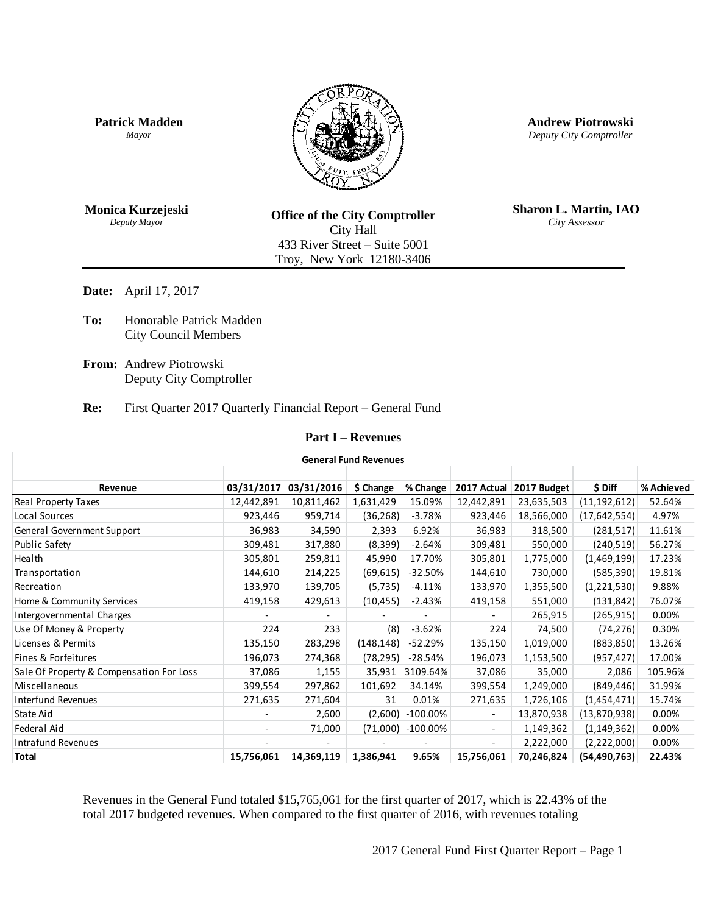**Patrick Madden**
*Mayor*

**Andrew Piotrowski**
*Deputy City Comptroller*

**Monica Kurzejeski**
*Deputy Mayor*

**Office of the City Comptroller**
City Hall
433 River Street – Suite 5001
Troy, New York 12180-3406

**Sharon L. Martin, IAO**
*City Assessor*

---

**Date:** April 17, 2017

**To:** Honorable Patrick Madden
City Council Members

**From:** Andrew Piotrowski
Deputy City Comptroller

**Re:** First Quarter 2017 Quarterly Financial Report – General Fund

## Part I – Revenues

**General Fund Revenues**

| Revenue | 03/31/2017 | 03/31/2016 | $ Change | % Change | 2017 Actual | 2017 Budget | $ Diff | % Achieved |
|---|---|---|---|---|---|---|---|---|
| Real Property Taxes | 12,442,891 | 10,811,462 | 1,631,429 | 15.09% | 12,442,891 | 23,635,503 | (11,192,612) | 52.64% |
| Local Sources | 923,446 | 959,714 | (36,268) | -3.78% | 923,446 | 18,566,000 | (17,642,554) | 4.97% |
| General Government Support | 36,983 | 34,590 | 2,393 | 6.92% | 36,983 | 318,500 | (281,517) | 11.61% |
| Public Safety | 309,481 | 317,880 | (8,399) | -2.64% | 309,481 | 550,000 | (240,519) | 56.27% |
| Health | 305,801 | 259,811 | 45,990 | 17.70% | 305,801 | 1,775,000 | (1,469,199) | 17.23% |
| Transportation | 144,610 | 214,225 | (69,615) | -32.50% | 144,610 | 730,000 | (585,390) | 19.81% |
| Recreation | 133,970 | 139,705 | (5,735) | -4.11% | 133,970 | 1,355,500 | (1,221,530) | 9.88% |
| Home & Community Services | 419,158 | 429,613 | (10,455) | -2.43% | 419,158 | 551,000 | (131,842) | 76.07% |
| Intergovernmental Charges | - | - | - | - | - | 265,915 | (265,915) | 0.00% |
| Use Of Money & Property | 224 | 233 | (8) | -3.62% | 224 | 74,500 | (74,276) | 0.30% |
| Licenses & Permits | 135,150 | 283,298 | (148,148) | -52.29% | 135,150 | 1,019,000 | (883,850) | 13.26% |
| Fines & Forfeitures | 196,073 | 274,368 | (78,295) | -28.54% | 196,073 | 1,153,500 | (957,427) | 17.00% |
| Sale Of Property & Compensation For Loss | 37,086 | 1,155 | 35,931 | 3109.64% | 37,086 | 35,000 | 2,086 | 105.96% |
| Miscellaneous | 399,554 | 297,862 | 101,692 | 34.14% | 399,554 | 1,249,000 | (849,446) | 31.99% |
| Interfund Revenues | 271,635 | 271,604 | 31 | 0.01% | 271,635 | 1,726,106 | (1,454,471) | 15.74% |
| State Aid | - | 2,600 | (2,600) | -100.00% | - | 13,870,938 | (13,870,938) | 0.00% |
| Federal Aid | - | 71,000 | (71,000) | -100.00% | - | 1,149,362 | (1,149,362) | 0.00% |
| Intrafund Revenues | - | - | - | - | - | 2,222,000 | (2,222,000) | 0.00% |
| **Total** | **15,756,061** | **14,369,119** | **1,386,941** | **9.65%** | **15,756,061** | **70,246,824** | **(54,490,763)** | **22.43%** |

Revenues in the General Fund totaled $15,765,061 for the first quarter of 2017, which is 22.43% of the total 2017 budgeted revenues. When compared to the first quarter of 2016, with revenues totaling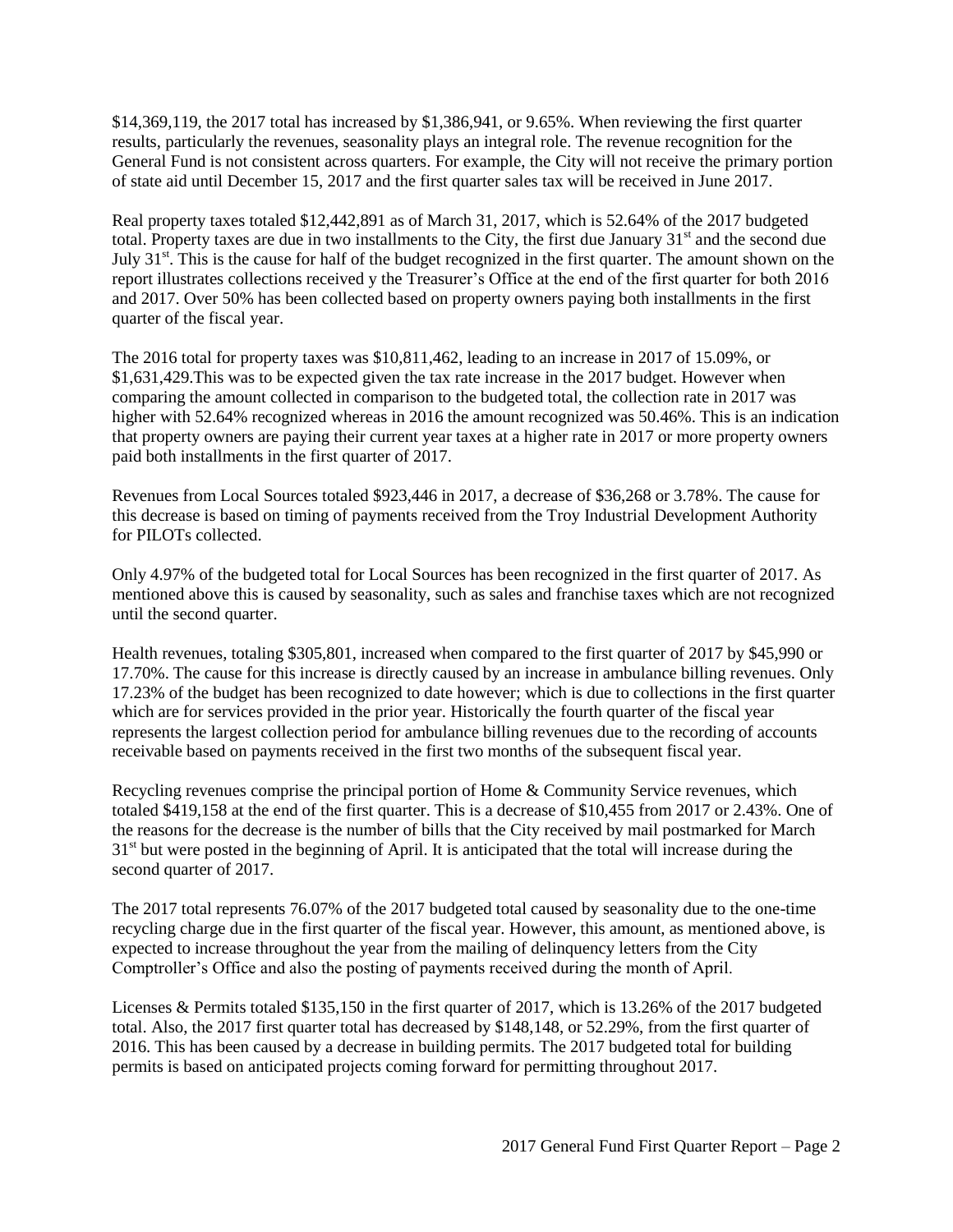$14,369,119, the 2017 total has increased by $1,386,941, or 9.65%. When reviewing the first quarter results, particularly the revenues, seasonality plays an integral role. The revenue recognition for the General Fund is not consistent across quarters. For example, the City will not receive the primary portion of state aid until December 15, 2017 and the first quarter sales tax will be received in June 2017.

Real property taxes totaled $12,442,891 as of March 31, 2017, which is 52.64% of the 2017 budgeted total. Property taxes are due in two installments to the City, the first due January 31st and the second due July 31st. This is the cause for half of the budget recognized in the first quarter. The amount shown on the report illustrates collections received y the Treasurer's Office at the end of the first quarter for both 2016 and 2017. Over 50% has been collected based on property owners paying both installments in the first quarter of the fiscal year.

The 2016 total for property taxes was $10,811,462, leading to an increase in 2017 of 15.09%, or $1,631,429.This was to be expected given the tax rate increase in the 2017 budget. However when comparing the amount collected in comparison to the budgeted total, the collection rate in 2017 was higher with 52.64% recognized whereas in 2016 the amount recognized was 50.46%. This is an indication that property owners are paying their current year taxes at a higher rate in 2017 or more property owners paid both installments in the first quarter of 2017.

Revenues from Local Sources totaled $923,446 in 2017, a decrease of $36,268 or 3.78%. The cause for this decrease is based on timing of payments received from the Troy Industrial Development Authority for PILOTs collected.

Only 4.97% of the budgeted total for Local Sources has been recognized in the first quarter of 2017. As mentioned above this is caused by seasonality, such as sales and franchise taxes which are not recognized until the second quarter.

Health revenues, totaling $305,801, increased when compared to the first quarter of 2017 by $45,990 or 17.70%. The cause for this increase is directly caused by an increase in ambulance billing revenues. Only 17.23% of the budget has been recognized to date however; which is due to collections in the first quarter which are for services provided in the prior year. Historically the fourth quarter of the fiscal year represents the largest collection period for ambulance billing revenues due to the recording of accounts receivable based on payments received in the first two months of the subsequent fiscal year.

Recycling revenues comprise the principal portion of Home & Community Service revenues, which totaled $419,158 at the end of the first quarter. This is a decrease of $10,455 from 2017 or 2.43%. One of the reasons for the decrease is the number of bills that the City received by mail postmarked for March 31st but were posted in the beginning of April. It is anticipated that the total will increase during the second quarter of 2017.

The 2017 total represents 76.07% of the 2017 budgeted total caused by seasonality due to the one-time recycling charge due in the first quarter of the fiscal year. However, this amount, as mentioned above, is expected to increase throughout the year from the mailing of delinquency letters from the City Comptroller's Office and also the posting of payments received during the month of April.

Licenses & Permits totaled $135,150 in the first quarter of 2017, which is 13.26% of the 2017 budgeted total. Also, the 2017 first quarter total has decreased by $148,148, or 52.29%, from the first quarter of 2016. This has been caused by a decrease in building permits. The 2017 budgeted total for building permits is based on anticipated projects coming forward for permitting throughout 2017.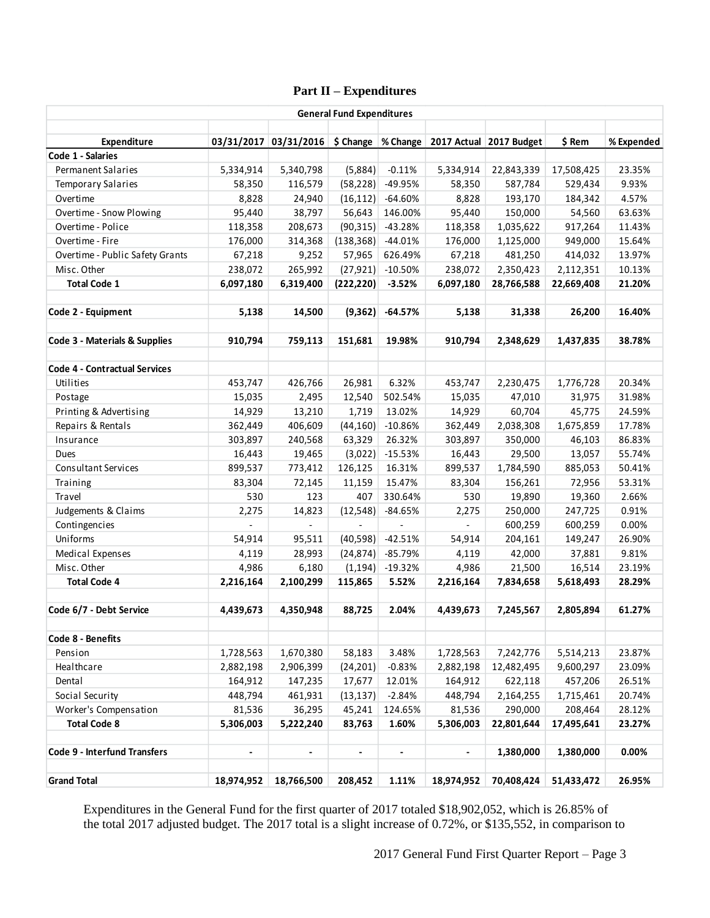## Part II – Expenditures

| General Fund Expenditures | | | | | | | | |
|---|---|---|---|---|---|---|---|---|
| **Expenditure** | **03/31/2017** | **03/31/2016** | **$ Change** | **% Change** | **2017 Actual** | **2017 Budget** | **$ Rem** | **% Expended** |
| **Code 1 - Salaries** | | | | | | | | |
| Permanent Salaries | 5,334,914 | 5,340,798 | (5,884) | -0.11% | 5,334,914 | 22,843,339 | 17,508,425 | 23.35% |
| Temporary Salaries | 58,350 | 116,579 | (58,228) | -49.95% | 58,350 | 587,784 | 529,434 | 9.93% |
| Overtime | 8,828 | 24,940 | (16,112) | -64.60% | 8,828 | 193,170 | 184,342 | 4.57% |
| Overtime - Snow Plowing | 95,440 | 38,797 | 56,643 | 146.00% | 95,440 | 150,000 | 54,560 | 63.63% |
| Overtime - Police | 118,358 | 208,673 | (90,315) | -43.28% | 118,358 | 1,035,622 | 917,264 | 11.43% |
| Overtime - Fire | 176,000 | 314,368 | (138,368) | -44.01% | 176,000 | 1,125,000 | 949,000 | 15.64% |
| Overtime - Public Safety Grants | 67,218 | 9,252 | 57,965 | 626.49% | 67,218 | 481,250 | 414,032 | 13.97% |
| Misc. Other | 238,072 | 265,992 | (27,921) | -10.50% | 238,072 | 2,350,423 | 2,112,351 | 10.13% |
| **Total Code 1** | **6,097,180** | **6,319,400** | **(222,220)** | **-3.52%** | **6,097,180** | **28,766,588** | **22,669,408** | **21.20%** |
| | | | | | | | | |
| **Code 2 - Equipment** | **5,138** | **14,500** | **(9,362)** | **-64.57%** | **5,138** | **31,338** | **26,200** | **16.40%** |
| | | | | | | | | |
| **Code 3 - Materials & Supplies** | **910,794** | **759,113** | **151,681** | **19.98%** | **910,794** | **2,348,629** | **1,437,835** | **38.78%** |
| | | | | | | | | |
| **Code 4 - Contractual Services** | | | | | | | | |
| Utilities | 453,747 | 426,766 | 26,981 | 6.32% | 453,747 | 2,230,475 | 1,776,728 | 20.34% |
| Postage | 15,035 | 2,495 | 12,540 | 502.54% | 15,035 | 47,010 | 31,975 | 31.98% |
| Printing & Advertising | 14,929 | 13,210 | 1,719 | 13.02% | 14,929 | 60,704 | 45,775 | 24.59% |
| Repairs & Rentals | 362,449 | 406,609 | (44,160) | -10.86% | 362,449 | 2,038,308 | 1,675,859 | 17.78% |
| Insurance | 303,897 | 240,568 | 63,329 | 26.32% | 303,897 | 350,000 | 46,103 | 86.83% |
| Dues | 16,443 | 19,465 | (3,022) | -15.53% | 16,443 | 29,500 | 13,057 | 55.74% |
| Consultant Services | 899,537 | 773,412 | 126,125 | 16.31% | 899,537 | 1,784,590 | 885,053 | 50.41% |
| Training | 83,304 | 72,145 | 11,159 | 15.47% | 83,304 | 156,261 | 72,956 | 53.31% |
| Travel | 530 | 123 | 407 | 330.64% | 530 | 19,890 | 19,360 | 2.66% |
| Judgements & Claims | 2,275 | 14,823 | (12,548) | -84.65% | 2,275 | 250,000 | 247,725 | 0.91% |
| Contingencies | - | - | - | - | - | 600,259 | 600,259 | 0.00% |
| Uniforms | 54,914 | 95,511 | (40,598) | -42.51% | 54,914 | 204,161 | 149,247 | 26.90% |
| Medical Expenses | 4,119 | 28,993 | (24,874) | -85.79% | 4,119 | 42,000 | 37,881 | 9.81% |
| Misc. Other | 4,986 | 6,180 | (1,194) | -19.32% | 4,986 | 21,500 | 16,514 | 23.19% |
| **Total Code 4** | **2,216,164** | **2,100,299** | **115,865** | **5.52%** | **2,216,164** | **7,834,658** | **5,618,493** | **28.29%** |
| | | | | | | | | |
| **Code 6/7 - Debt Service** | **4,439,673** | **4,350,948** | **88,725** | **2.04%** | **4,439,673** | **7,245,567** | **2,805,894** | **61.27%** |
| | | | | | | | | |
| **Code 8 - Benefits** | | | | | | | | |
| Pension | 1,728,563 | 1,670,380 | 58,183 | 3.48% | 1,728,563 | 7,242,776 | 5,514,213 | 23.87% |
| Healthcare | 2,882,198 | 2,906,399 | (24,201) | -0.83% | 2,882,198 | 12,482,495 | 9,600,297 | 23.09% |
| Dental | 164,912 | 147,235 | 17,677 | 12.01% | 164,912 | 622,118 | 457,206 | 26.51% |
| Social Security | 448,794 | 461,931 | (13,137) | -2.84% | 448,794 | 2,164,255 | 1,715,461 | 20.74% |
| Worker's Compensation | 81,536 | 36,295 | 45,241 | 124.65% | 81,536 | 290,000 | 208,464 | 28.12% |
| **Total Code 8** | **5,306,003** | **5,222,240** | **83,763** | **1.60%** | **5,306,003** | **22,801,644** | **17,495,641** | **23.27%** |
| | | | | | | | | |
| **Code 9 - Interfund Transfers** | **-** | **-** | **-** | **-** | **-** | **1,380,000** | **1,380,000** | **0.00%** |
| | | | | | | | | |
| **Grand Total** | **18,974,952** | **18,766,500** | **208,452** | **1.11%** | **18,974,952** | **70,408,424** | **51,433,472** | **26.95%** |

Expenditures in the General Fund for the first quarter of 2017 totaled $18,902,052, which is 26.85% of the total 2017 adjusted budget. The 2017 total is a slight increase of 0.72%, or $135,552, in comparison to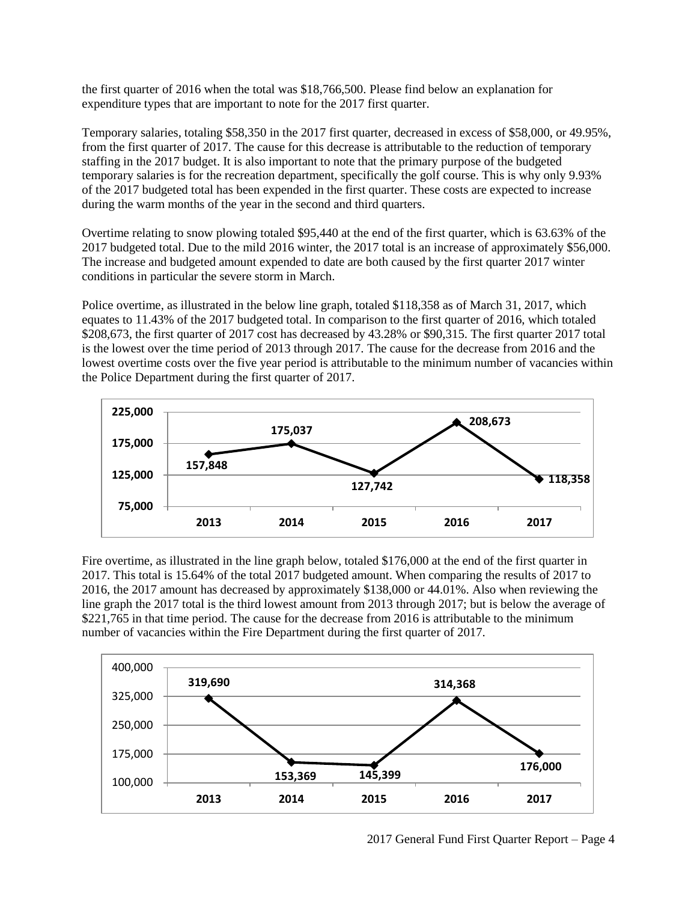the first quarter of 2016 when the total was $18,766,500. Please find below an explanation for expenditure types that are important to note for the 2017 first quarter.

Temporary salaries, totaling $58,350 in the 2017 first quarter, decreased in excess of $58,000, or 49.95%, from the first quarter of 2017. The cause for this decrease is attributable to the reduction of temporary staffing in the 2017 budget. It is also important to note that the primary purpose of the budgeted temporary salaries is for the recreation department, specifically the golf course. This is why only 9.93% of the 2017 budgeted total has been expended in the first quarter. These costs are expected to increase during the warm months of the year in the second and third quarters.

Overtime relating to snow plowing totaled $95,440 at the end of the first quarter, which is 63.63% of the 2017 budgeted total. Due to the mild 2016 winter, the 2017 total is an increase of approximately $56,000. The increase and budgeted amount expended to date are both caused by the first quarter 2017 winter conditions in particular the severe storm in March.

Police overtime, as illustrated in the below line graph, totaled $118,358 as of March 31, 2017, which equates to 11.43% of the 2017 budgeted total. In comparison to the first quarter of 2016, which totaled $208,673, the first quarter of 2017 cost has decreased by 43.28% or $90,315. The first quarter 2017 total is the lowest over the time period of 2013 through 2017. The cause for the decrease from 2016 and the lowest overtime costs over the five year period is attributable to the minimum number of vacancies within the Police Department during the first quarter of 2017.

| 2013 | 2014 | 2015 | 2016 | 2017 |
|---|---|---|---|---|
| 157,848 | 175,037 | 127,742 | 208,673 | 118,358 |

Fire overtime, as illustrated in the line graph below, totaled $176,000 at the end of the first quarter in 2017. This total is 15.64% of the total 2017 budgeted amount. When comparing the results of 2017 to 2016, the 2017 amount has decreased by approximately $138,000 or 44.01%. Also when reviewing the line graph the 2017 total is the third lowest amount from 2013 through 2017; but is below the average of $221,765 in that time period. The cause for the decrease from 2016 is attributable to the minimum number of vacancies within the Fire Department during the first quarter of 2017.

| 2013 | 2014 | 2015 | 2016 | 2017 |
|---|---|---|---|---|
| 319,690 | 153,369 | 145,399 | 314,368 | 176,000 |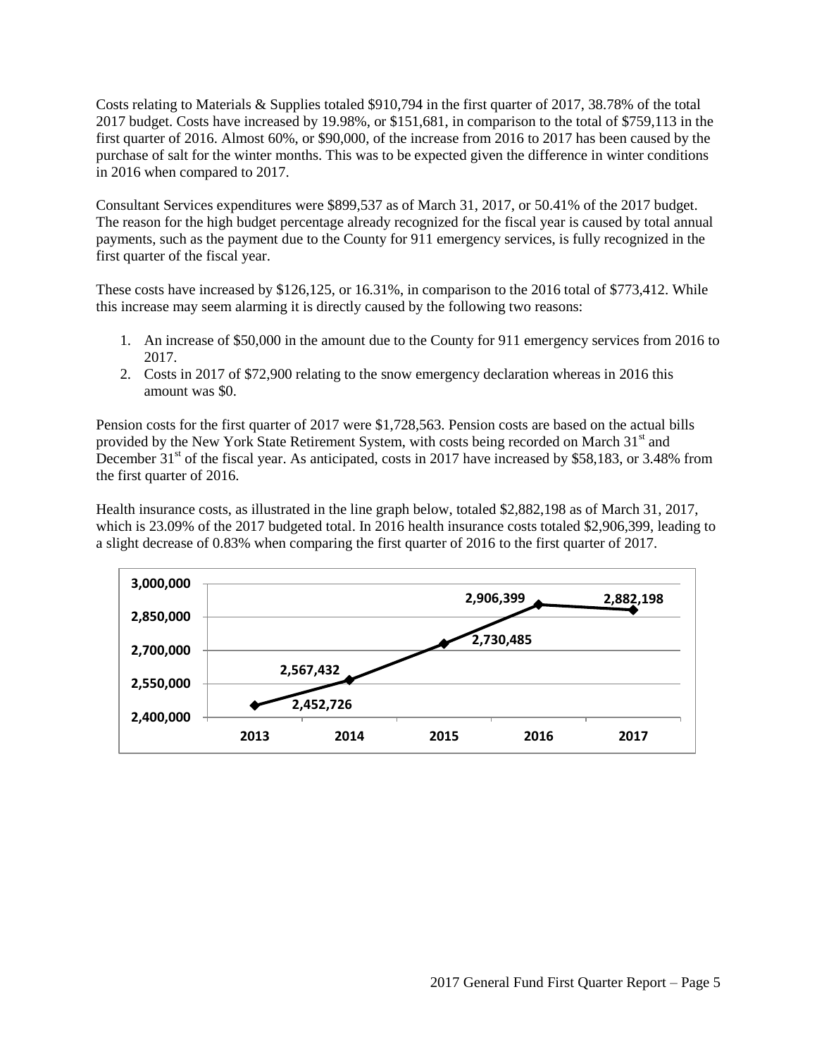Costs relating to Materials & Supplies totaled $910,794 in the first quarter of 2017, 38.78% of the total 2017 budget. Costs have increased by 19.98%, or $151,681, in comparison to the total of $759,113 in the first quarter of 2016. Almost 60%, or $90,000, of the increase from 2016 to 2017 has been caused by the purchase of salt for the winter months. This was to be expected given the difference in winter conditions in 2016 when compared to 2017.

Consultant Services expenditures were $899,537 as of March 31, 2017, or 50.41% of the 2017 budget. The reason for the high budget percentage already recognized for the fiscal year is caused by total annual payments, such as the payment due to the County for 911 emergency services, is fully recognized in the first quarter of the fiscal year.

These costs have increased by $126,125, or 16.31%, in comparison to the 2016 total of $773,412. While this increase may seem alarming it is directly caused by the following two reasons:

1. An increase of $50,000 in the amount due to the County for 911 emergency services from 2016 to 2017.
2. Costs in 2017 of $72,900 relating to the snow emergency declaration whereas in 2016 this amount was $0.

Pension costs for the first quarter of 2017 were $1,728,563. Pension costs are based on the actual bills provided by the New York State Retirement System, with costs being recorded on March 31st and December 31st of the fiscal year. As anticipated, costs in 2017 have increased by $58,183, or 3.48% from the first quarter of 2016.

Health insurance costs, as illustrated in the line graph below, totaled $2,882,198 as of March 31, 2017, which is 23.09% of the 2017 budgeted total. In 2016 health insurance costs totaled $2,906,399, leading to a slight decrease of 0.83% when comparing the first quarter of 2016 to the first quarter of 2017.

| Year | Health Insurance Costs |
|---|---|
| 2013 | 2,452,726 |
| 2014 | 2,567,432 |
| 2015 | 2,730,485 |
| 2016 | 2,906,399 |
| 2017 | 2,882,198 |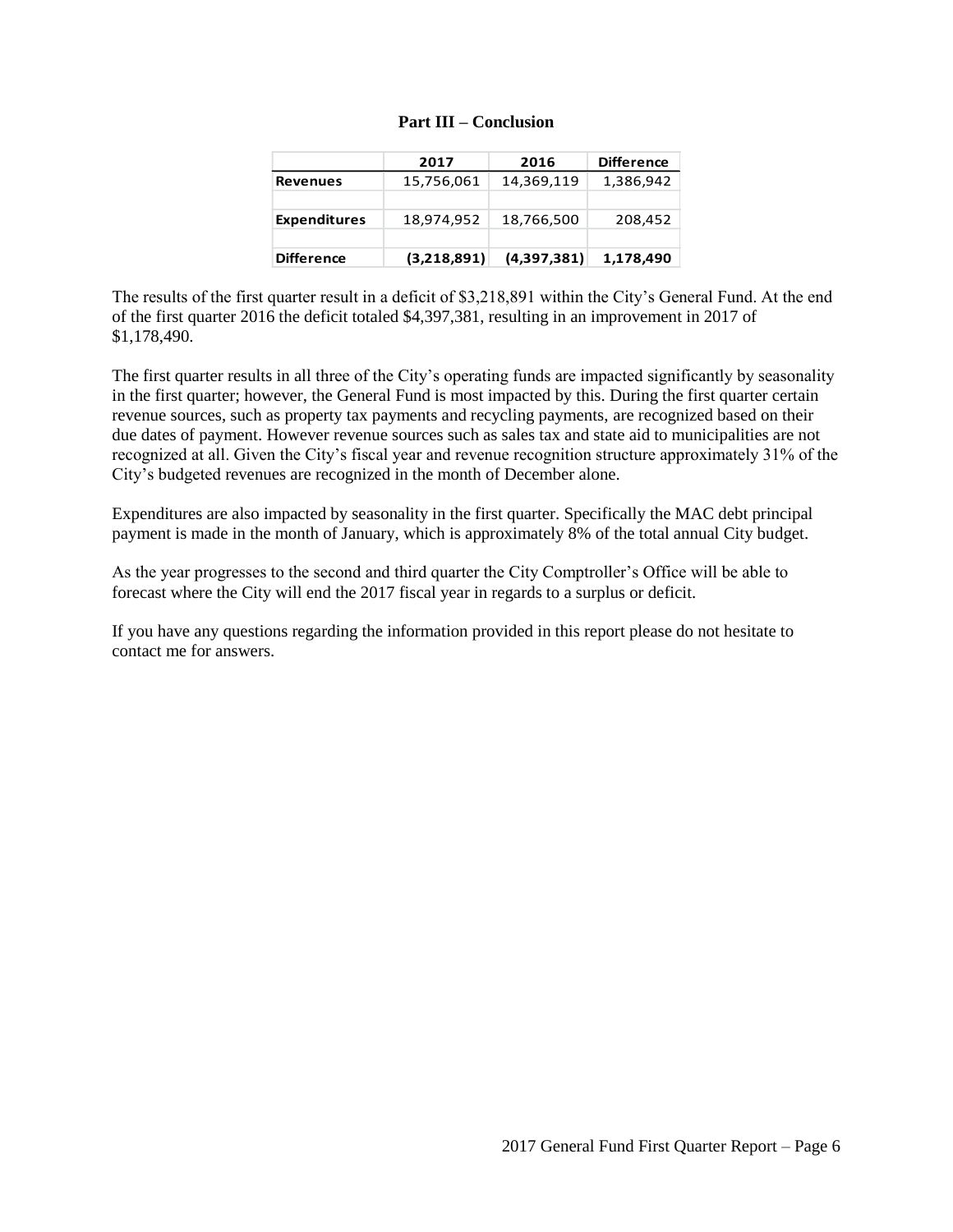## Part III – Conclusion

| | 2017 | 2016 | Difference |
|---|---|---|---|
| **Revenues** | 15,756,061 | 14,369,119 | 1,386,942 |
| | | | |
| **Expenditures** | 18,974,952 | 18,766,500 | 208,452 |
| | | | |
| **Difference** | **(3,218,891)** | **(4,397,381)** | **1,178,490** |

The results of the first quarter result in a deficit of $3,218,891 within the City's General Fund. At the end of the first quarter 2016 the deficit totaled $4,397,381, resulting in an improvement in 2017 of $1,178,490.

The first quarter results in all three of the City's operating funds are impacted significantly by seasonality in the first quarter; however, the General Fund is most impacted by this. During the first quarter certain revenue sources, such as property tax payments and recycling payments, are recognized based on their due dates of payment. However revenue sources such as sales tax and state aid to municipalities are not recognized at all. Given the City's fiscal year and revenue recognition structure approximately 31% of the City's budgeted revenues are recognized in the month of December alone.

Expenditures are also impacted by seasonality in the first quarter. Specifically the MAC debt principal payment is made in the month of January, which is approximately 8% of the total annual City budget.

As the year progresses to the second and third quarter the City Comptroller's Office will be able to forecast where the City will end the 2017 fiscal year in regards to a surplus or deficit.

If you have any questions regarding the information provided in this report please do not hesitate to contact me for answers.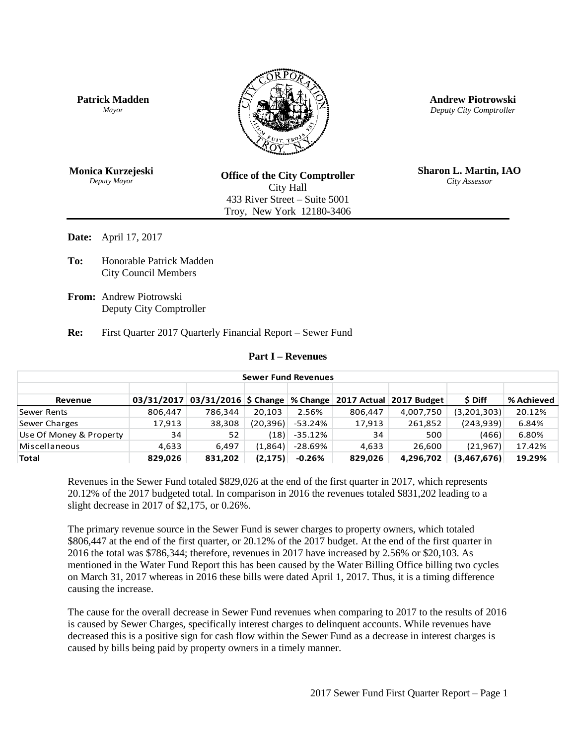**Patrick Madden**
*Mayor*

**Andrew Piotrowski**
*Deputy City Comptroller*

**Monica Kurzejeski**
*Deputy Mayor*

**Office of the City Comptroller**
City Hall
433 River Street – Suite 5001
Troy, New York 12180-3406

**Sharon L. Martin, IAO**
*City Assessor*

**Date:** April 17, 2017

**To:** Honorable Patrick Madden
City Council Members

**From:** Andrew Piotrowski
Deputy City Comptroller

**Re:** First Quarter 2017 Quarterly Financial Report – Sewer Fund

## Part I – Revenues

| Sewer Fund Revenues | | | | | | | | |
|---|---|---|---|---|---|---|---|---|
| **Revenue** | **03/31/2017** | **03/31/2016** | **$ Change** | **% Change** | **2017 Actual** | **2017 Budget** | **$ Diff** | **% Achieved** |
| Sewer Rents | 806,447 | 786,344 | 20,103 | 2.56% | 806,447 | 4,007,750 | (3,201,303) | 20.12% |
| Sewer Charges | 17,913 | 38,308 | (20,396) | -53.24% | 17,913 | 261,852 | (243,939) | 6.84% |
| Use Of Money & Property | 34 | 52 | (18) | -35.12% | 34 | 500 | (466) | 6.80% |
| Miscellaneous | 4,633 | 6,497 | (1,864) | -28.69% | 4,633 | 26,600 | (21,967) | 17.42% |
| **Total** | **829,026** | **831,202** | **(2,175)** | **-0.26%** | **829,026** | **4,296,702** | **(3,467,676)** | **19.29%** |

Revenues in the Sewer Fund totaled $829,026 at the end of the first quarter in 2017, which represents 20.12% of the 2017 budgeted total. In comparison in 2016 the revenues totaled $831,202 leading to a slight decrease in 2017 of $2,175, or 0.26%.

The primary revenue source in the Sewer Fund is sewer charges to property owners, which totaled $806,447 at the end of the first quarter, or 20.12% of the 2017 budget. At the end of the first quarter in 2016 the total was $786,344; therefore, revenues in 2017 have increased by 2.56% or $20,103. As mentioned in the Water Fund Report this has been caused by the Water Billing Office billing two cycles on March 31, 2017 whereas in 2016 these bills were dated April 1, 2017. Thus, it is a timing difference causing the increase.

The cause for the overall decrease in Sewer Fund revenues when comparing to 2017 to the results of 2016 is caused by Sewer Charges, specifically interest charges to delinquent accounts. While revenues have decreased this is a positive sign for cash flow within the Sewer Fund as a decrease in interest charges is caused by bills being paid by property owners in a timely manner.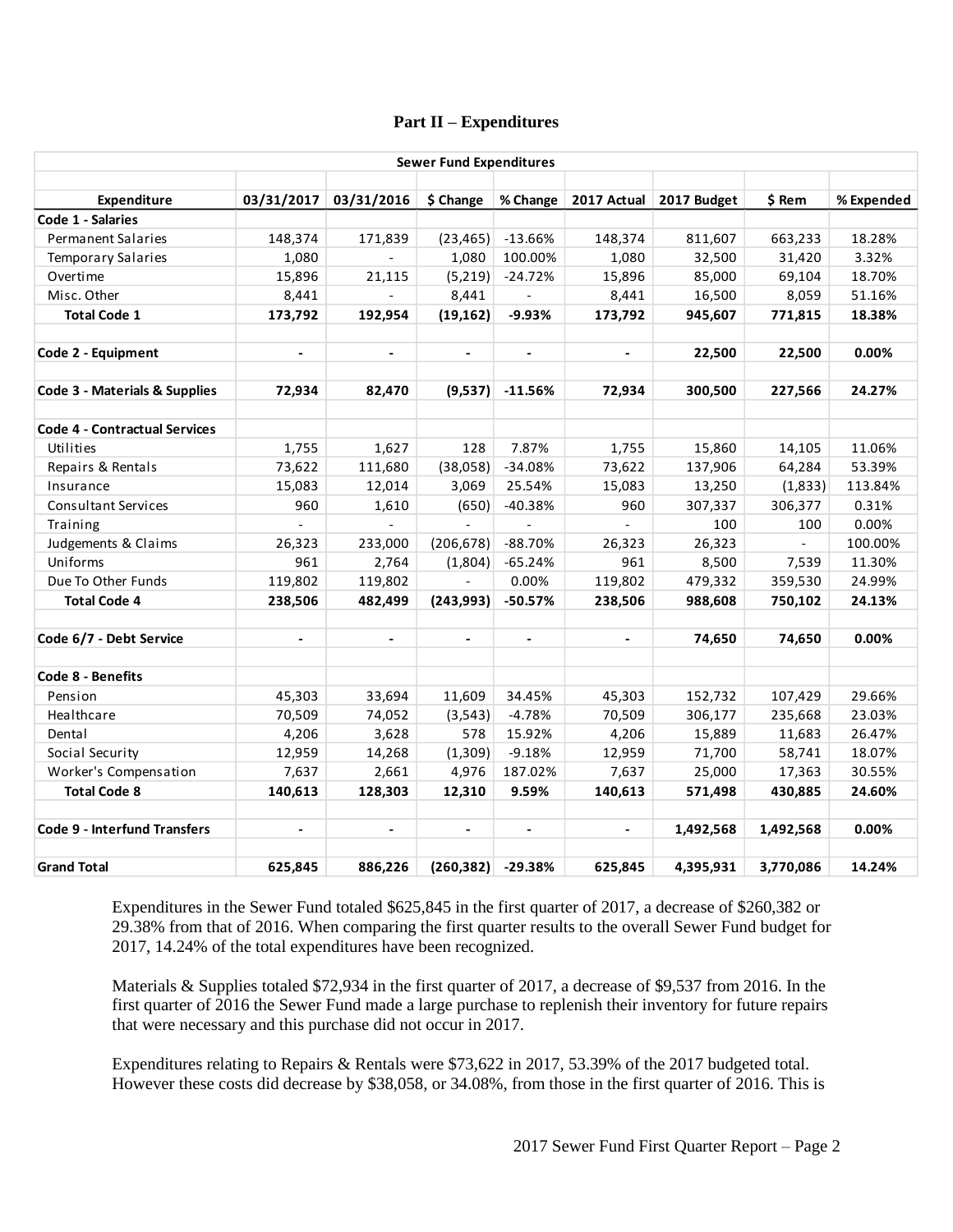## Part II – Expenditures

| Sewer Fund Expenditures | | | | | | | | |
|---|---|---|---|---|---|---|---|---|
| **Expenditure** | **03/31/2017** | **03/31/2016** | **$ Change** | **% Change** | **2017 Actual** | **2017 Budget** | **$ Rem** | **% Expended** |
| **Code 1 - Salaries** | | | | | | | | |
| Permanent Salaries | 148,374 | 171,839 | (23,465) | -13.66% | 148,374 | 811,607 | 663,233 | 18.28% |
| Temporary Salaries | 1,080 | - | 1,080 | 100.00% | 1,080 | 32,500 | 31,420 | 3.32% |
| Overtime | 15,896 | 21,115 | (5,219) | -24.72% | 15,896 | 85,000 | 69,104 | 18.70% |
| Misc. Other | 8,441 | - | 8,441 | - | 8,441 | 16,500 | 8,059 | 51.16% |
| **Total Code 1** | **173,792** | **192,954** | **(19,162)** | **-9.93%** | **173,792** | **945,607** | **771,815** | **18.38%** |
| | | | | | | | | |
| **Code 2 - Equipment** | **-** | **-** | **-** | **-** | **-** | **22,500** | **22,500** | **0.00%** |
| | | | | | | | | |
| **Code 3 - Materials & Supplies** | **72,934** | **82,470** | **(9,537)** | **-11.56%** | **72,934** | **300,500** | **227,566** | **24.27%** |
| | | | | | | | | |
| **Code 4 - Contractual Services** | | | | | | | | |
| Utilities | 1,755 | 1,627 | 128 | 7.87% | 1,755 | 15,860 | 14,105 | 11.06% |
| Repairs & Rentals | 73,622 | 111,680 | (38,058) | -34.08% | 73,622 | 137,906 | 64,284 | 53.39% |
| Insurance | 15,083 | 12,014 | 3,069 | 25.54% | 15,083 | 13,250 | (1,833) | 113.84% |
| Consultant Services | 960 | 1,610 | (650) | -40.38% | 960 | 307,337 | 306,377 | 0.31% |
| Training | - | - | - | - | - | 100 | 100 | 0.00% |
| Judgements & Claims | 26,323 | 233,000 | (206,678) | -88.70% | 26,323 | 26,323 | - | 100.00% |
| Uniforms | 961 | 2,764 | (1,804) | -65.24% | 961 | 8,500 | 7,539 | 11.30% |
| Due To Other Funds | 119,802 | 119,802 | - | 0.00% | 119,802 | 479,332 | 359,530 | 24.99% |
| **Total Code 4** | **238,506** | **482,499** | **(243,993)** | **-50.57%** | **238,506** | **988,608** | **750,102** | **24.13%** |
| | | | | | | | | |
| **Code 6/7 - Debt Service** | **-** | **-** | **-** | **-** | **-** | **74,650** | **74,650** | **0.00%** |
| | | | | | | | | |
| **Code 8 - Benefits** | | | | | | | | |
| Pension | 45,303 | 33,694 | 11,609 | 34.45% | 45,303 | 152,732 | 107,429 | 29.66% |
| Healthcare | 70,509 | 74,052 | (3,543) | -4.78% | 70,509 | 306,177 | 235,668 | 23.03% |
| Dental | 4,206 | 3,628 | 578 | 15.92% | 4,206 | 15,889 | 11,683 | 26.47% |
| Social Security | 12,959 | 14,268 | (1,309) | -9.18% | 12,959 | 71,700 | 58,741 | 18.07% |
| Worker's Compensation | 7,637 | 2,661 | 4,976 | 187.02% | 7,637 | 25,000 | 17,363 | 30.55% |
| **Total Code 8** | **140,613** | **128,303** | **12,310** | **9.59%** | **140,613** | **571,498** | **430,885** | **24.60%** |
| | | | | | | | | |
| **Code 9 - Interfund Transfers** | **-** | **-** | **-** | **-** | **-** | **1,492,568** | **1,492,568** | **0.00%** |
| | | | | | | | | |
| **Grand Total** | **625,845** | **886,226** | **(260,382)** | **-29.38%** | **625,845** | **4,395,931** | **3,770,086** | **14.24%** |

Expenditures in the Sewer Fund totaled $625,845 in the first quarter of 2017, a decrease of $260,382 or 29.38% from that of 2016. When comparing the first quarter results to the overall Sewer Fund budget for 2017, 14.24% of the total expenditures have been recognized.

Materials & Supplies totaled $72,934 in the first quarter of 2017, a decrease of $9,537 from 2016. In the first quarter of 2016 the Sewer Fund made a large purchase to replenish their inventory for future repairs that were necessary and this purchase did not occur in 2017.

Expenditures relating to Repairs & Rentals were $73,622 in 2017, 53.39% of the 2017 budgeted total. However these costs did decrease by $38,058, or 34.08%, from those in the first quarter of 2016. This is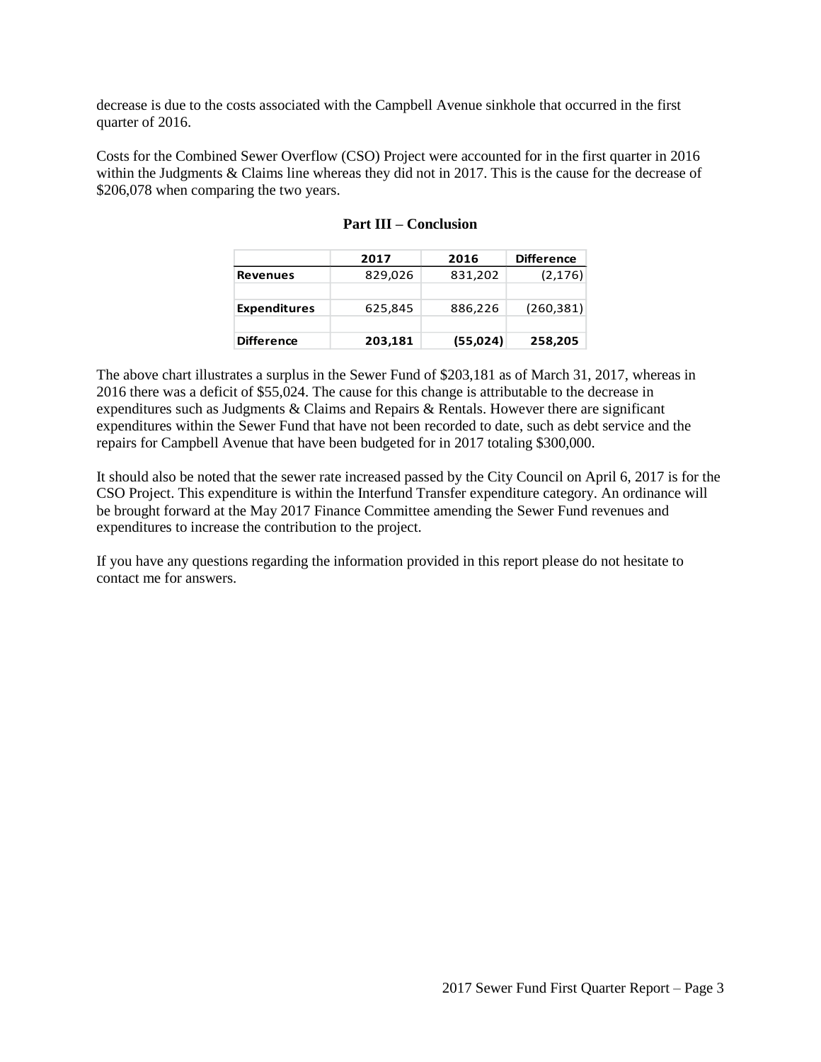decrease is due to the costs associated with the Campbell Avenue sinkhole that occurred in the first quarter of 2016.

Costs for the Combined Sewer Overflow (CSO) Project were accounted for in the first quarter in 2016 within the Judgments & Claims line whereas they did not in 2017. This is the cause for the decrease of $206,078 when comparing the two years.

## Part III – Conclusion

| | 2017 | 2016 | Difference |
|---|---|---|---|
| Revenues | 829,026 | 831,202 | (2,176) |
| | | | |
| Expenditures | 625,845 | 886,226 | (260,381) |
| | | | |
| **Difference** | **203,181** | **(55,024)** | **258,205** |

The above chart illustrates a surplus in the Sewer Fund of $203,181 as of March 31, 2017, whereas in 2016 there was a deficit of $55,024. The cause for this change is attributable to the decrease in expenditures such as Judgments & Claims and Repairs & Rentals. However there are significant expenditures within the Sewer Fund that have not been recorded to date, such as debt service and the repairs for Campbell Avenue that have been budgeted for in 2017 totaling $300,000.

It should also be noted that the sewer rate increased passed by the City Council on April 6, 2017 is for the CSO Project. This expenditure is within the Interfund Transfer expenditure category. An ordinance will be brought forward at the May 2017 Finance Committee amending the Sewer Fund revenues and expenditures to increase the contribution to the project.

If you have any questions regarding the information provided in this report please do not hesitate to contact me for answers.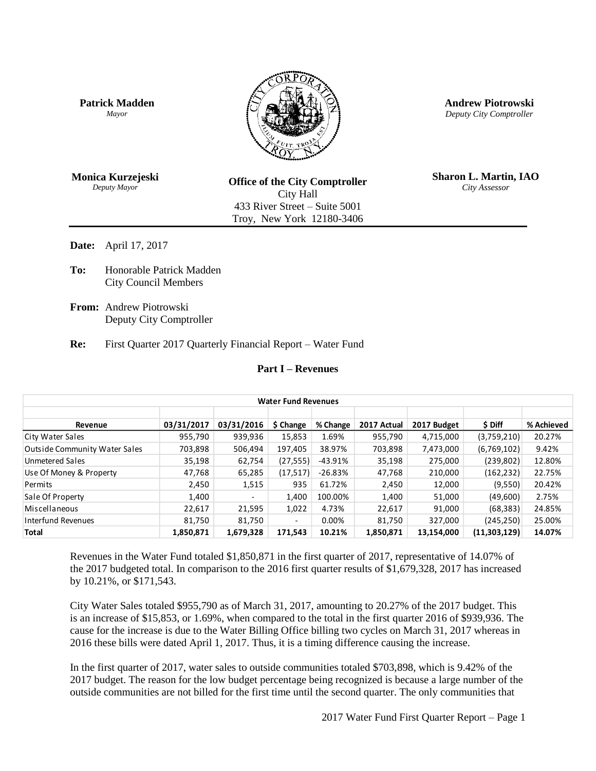**Patrick Madden**
*Mayor*

**Andrew Piotrowski**
*Deputy City Comptroller*

**Monica Kurzejeski**
*Deputy Mayor*

**Office of the City Comptroller**
City Hall
433 River Street – Suite 5001
Troy, New York 12180-3406

**Sharon L. Martin, IAO**
*City Assessor*

**Date:** April 17, 2017

**To:** Honorable Patrick Madden
City Council Members

**From:** Andrew Piotrowski
Deputy City Comptroller

**Re:** First Quarter 2017 Quarterly Financial Report – Water Fund

## Part I – Revenues

| Water Fund Revenues | | | | | | | | |
|---|---|---|---|---|---|---|---|---|
| **Revenue** | **03/31/2017** | **03/31/2016** | **$ Change** | **% Change** | **2017 Actual** | **2017 Budget** | **$ Diff** | **% Achieved** |
| City Water Sales | 955,790 | 939,936 | 15,853 | 1.69% | 955,790 | 4,715,000 | (3,759,210) | 20.27% |
| Outside Community Water Sales | 703,898 | 506,494 | 197,405 | 38.97% | 703,898 | 7,473,000 | (6,769,102) | 9.42% |
| Unmetered Sales | 35,198 | 62,754 | (27,555) | -43.91% | 35,198 | 275,000 | (239,802) | 12.80% |
| Use Of Money & Property | 47,768 | 65,285 | (17,517) | -26.83% | 47,768 | 210,000 | (162,232) | 22.75% |
| Permits | 2,450 | 1,515 | 935 | 61.72% | 2,450 | 12,000 | (9,550) | 20.42% |
| Sale Of Property | 1,400 | - | 1,400 | 100.00% | 1,400 | 51,000 | (49,600) | 2.75% |
| Miscellaneous | 22,617 | 21,595 | 1,022 | 4.73% | 22,617 | 91,000 | (68,383) | 24.85% |
| Interfund Revenues | 81,750 | 81,750 | - | 0.00% | 81,750 | 327,000 | (245,250) | 25.00% |
| **Total** | **1,850,871** | **1,679,328** | **171,543** | **10.21%** | **1,850,871** | **13,154,000** | **(11,303,129)** | **14.07%** |

Revenues in the Water Fund totaled $1,850,871 in the first quarter of 2017, representative of 14.07% of the 2017 budgeted total. In comparison to the 2016 first quarter results of $1,679,328, 2017 has increased by 10.21%, or $171,543.

City Water Sales totaled $955,790 as of March 31, 2017, amounting to 20.27% of the 2017 budget. This is an increase of $15,853, or 1.69%, when compared to the total in the first quarter 2016 of $939,936. The cause for the increase is due to the Water Billing Office billing two cycles on March 31, 2017 whereas in 2016 these bills were dated April 1, 2017. Thus, it is a timing difference causing the increase.

In the first quarter of 2017, water sales to outside communities totaled $703,898, which is 9.42% of the 2017 budget. The reason for the low budget percentage being recognized is because a large number of the outside communities are not billed for the first time until the second quarter. The only communities that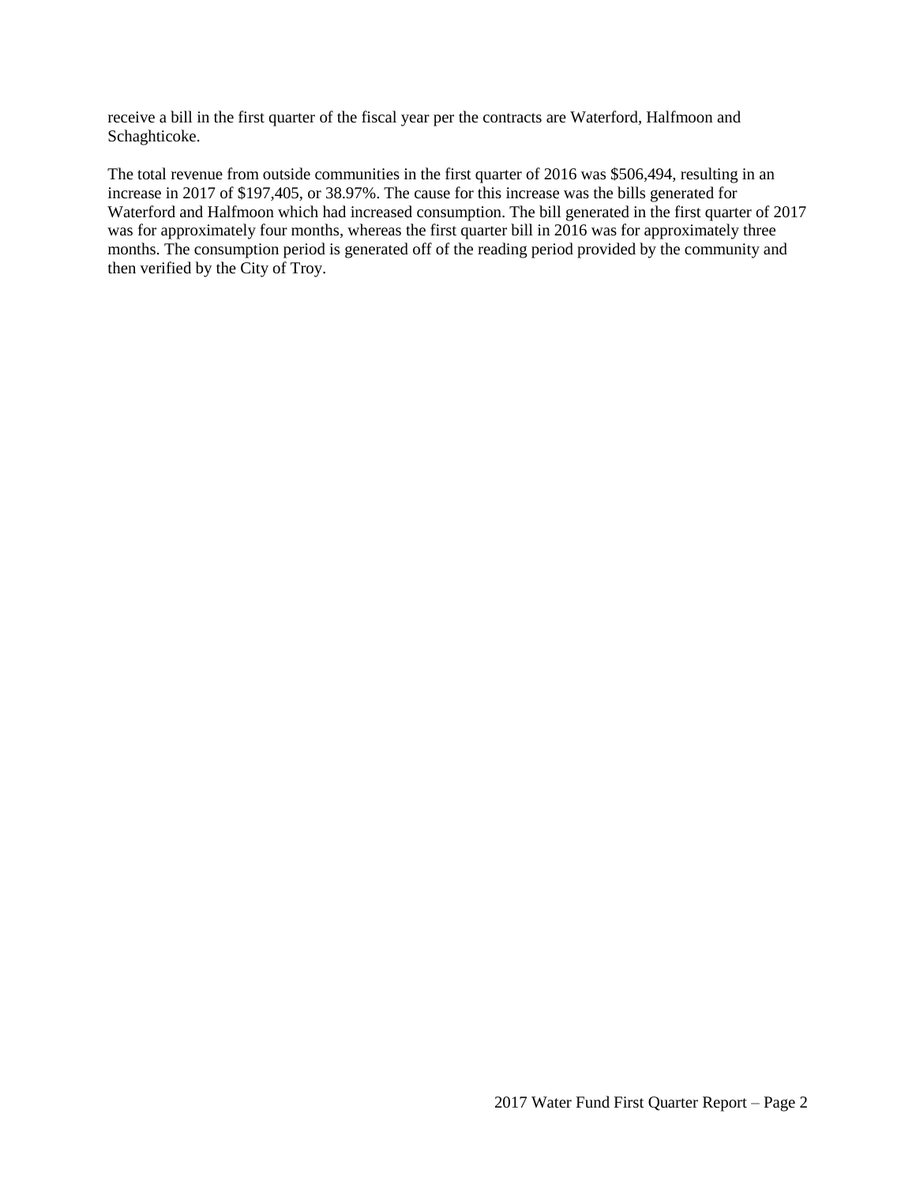receive a bill in the first quarter of the fiscal year per the contracts are Waterford, Halfmoon and Schaghticoke.

The total revenue from outside communities in the first quarter of 2016 was $506,494, resulting in an increase in 2017 of $197,405, or 38.97%. The cause for this increase was the bills generated for Waterford and Halfmoon which had increased consumption. The bill generated in the first quarter of 2017 was for approximately four months, whereas the first quarter bill in 2016 was for approximately three months. The consumption period is generated off of the reading period provided by the community and then verified by the City of Troy.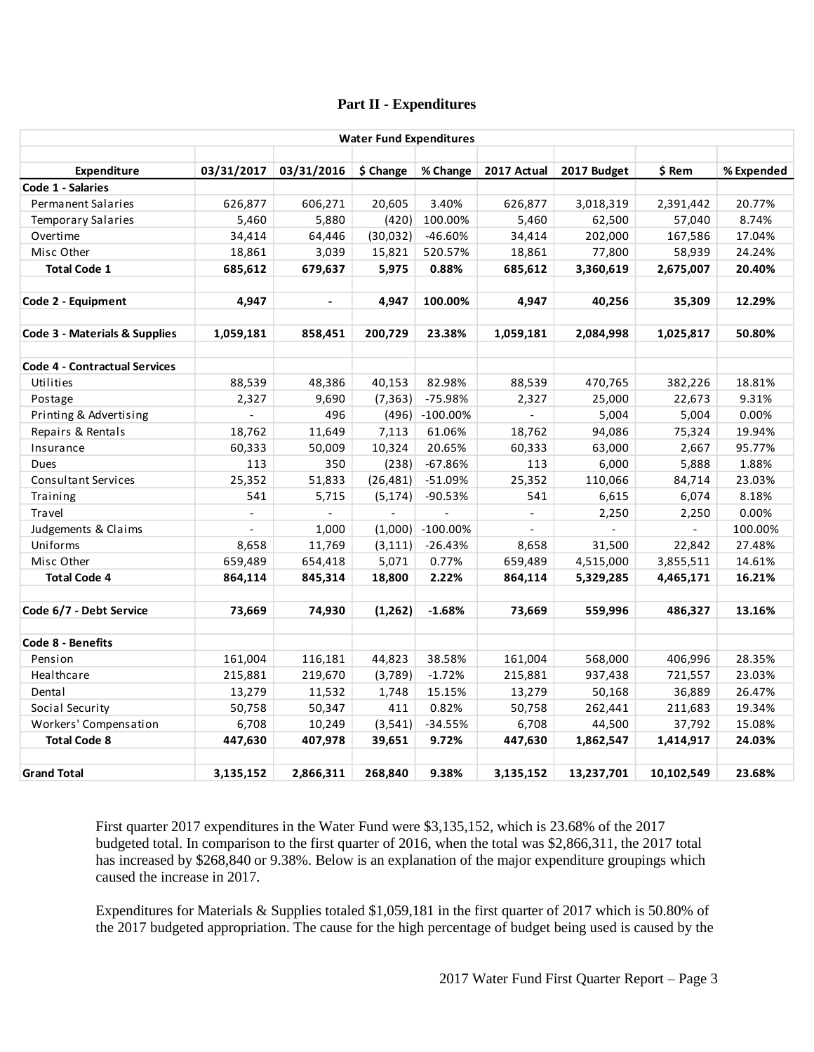## Part II - Expenditures

| Water Fund Expenditures | | | | | | | | |
|---|---|---|---|---|---|---|---|---|
| **Expenditure** | **03/31/2017** | **03/31/2016** | **$ Change** | **% Change** | **2017 Actual** | **2017 Budget** | **$ Rem** | **% Expended** |
| **Code 1 - Salaries** | | | | | | | | |
| Permanent Salaries | 626,877 | 606,271 | 20,605 | 3.40% | 626,877 | 3,018,319 | 2,391,442 | 20.77% |
| Temporary Salaries | 5,460 | 5,880 | (420) | 100.00% | 5,460 | 62,500 | 57,040 | 8.74% |
| Overtime | 34,414 | 64,446 | (30,032) | -46.60% | 34,414 | 202,000 | 167,586 | 17.04% |
| Misc Other | 18,861 | 3,039 | 15,821 | 520.57% | 18,861 | 77,800 | 58,939 | 24.24% |
| **Total Code 1** | **685,612** | **679,637** | **5,975** | **0.88%** | **685,612** | **3,360,619** | **2,675,007** | **20.40%** |
| | | | | | | | | |
| **Code 2 - Equipment** | **4,947** | **-** | **4,947** | **100.00%** | **4,947** | **40,256** | **35,309** | **12.29%** |
| | | | | | | | | |
| **Code 3 - Materials & Supplies** | **1,059,181** | **858,451** | **200,729** | **23.38%** | **1,059,181** | **2,084,998** | **1,025,817** | **50.80%** |
| | | | | | | | | |
| **Code 4 - Contractual Services** | | | | | | | | |
| Utilities | 88,539 | 48,386 | 40,153 | 82.98% | 88,539 | 470,765 | 382,226 | 18.81% |
| Postage | 2,327 | 9,690 | (7,363) | -75.98% | 2,327 | 25,000 | 22,673 | 9.31% |
| Printing & Advertising | - | 496 | (496) | -100.00% | - | 5,004 | 5,004 | 0.00% |
| Repairs & Rentals | 18,762 | 11,649 | 7,113 | 61.06% | 18,762 | 94,086 | 75,324 | 19.94% |
| Insurance | 60,333 | 50,009 | 10,324 | 20.65% | 60,333 | 63,000 | 2,667 | 95.77% |
| Dues | 113 | 350 | (238) | -67.86% | 113 | 6,000 | 5,888 | 1.88% |
| Consultant Services | 25,352 | 51,833 | (26,481) | -51.09% | 25,352 | 110,066 | 84,714 | 23.03% |
| Training | 541 | 5,715 | (5,174) | -90.53% | 541 | 6,615 | 6,074 | 8.18% |
| Travel | - | - | - | - | - | 2,250 | 2,250 | 0.00% |
| Judgements & Claims | - | 1,000 | (1,000) | -100.00% | - | - | - | 100.00% |
| Uniforms | 8,658 | 11,769 | (3,111) | -26.43% | 8,658 | 31,500 | 22,842 | 27.48% |
| Misc Other | 659,489 | 654,418 | 5,071 | 0.77% | 659,489 | 4,515,000 | 3,855,511 | 14.61% |
| **Total Code 4** | **864,114** | **845,314** | **18,800** | **2.22%** | **864,114** | **5,329,285** | **4,465,171** | **16.21%** |
| | | | | | | | | |
| **Code 6/7 - Debt Service** | **73,669** | **74,930** | **(1,262)** | **-1.68%** | **73,669** | **559,996** | **486,327** | **13.16%** |
| | | | | | | | | |
| **Code 8 - Benefits** | | | | | | | | |
| Pension | 161,004 | 116,181 | 44,823 | 38.58% | 161,004 | 568,000 | 406,996 | 28.35% |
| Healthcare | 215,881 | 219,670 | (3,789) | -1.72% | 215,881 | 937,438 | 721,557 | 23.03% |
| Dental | 13,279 | 11,532 | 1,748 | 15.15% | 13,279 | 50,168 | 36,889 | 26.47% |
| Social Security | 50,758 | 50,347 | 411 | 0.82% | 50,758 | 262,441 | 211,683 | 19.34% |
| Workers' Compensation | 6,708 | 10,249 | (3,541) | -34.55% | 6,708 | 44,500 | 37,792 | 15.08% |
| **Total Code 8** | **447,630** | **407,978** | **39,651** | **9.72%** | **447,630** | **1,862,547** | **1,414,917** | **24.03%** |
| | | | | | | | | |
| **Grand Total** | **3,135,152** | **2,866,311** | **268,840** | **9.38%** | **3,135,152** | **13,237,701** | **10,102,549** | **23.68%** |

First quarter 2017 expenditures in the Water Fund were $3,135,152, which is 23.68% of the 2017 budgeted total. In comparison to the first quarter of 2016, when the total was $2,866,311, the 2017 total has increased by $268,840 or 9.38%. Below is an explanation of the major expenditure groupings which caused the increase in 2017.

Expenditures for Materials & Supplies totaled $1,059,181 in the first quarter of 2017 which is 50.80% of the 2017 budgeted appropriation. The cause for the high percentage of budget being used is caused by the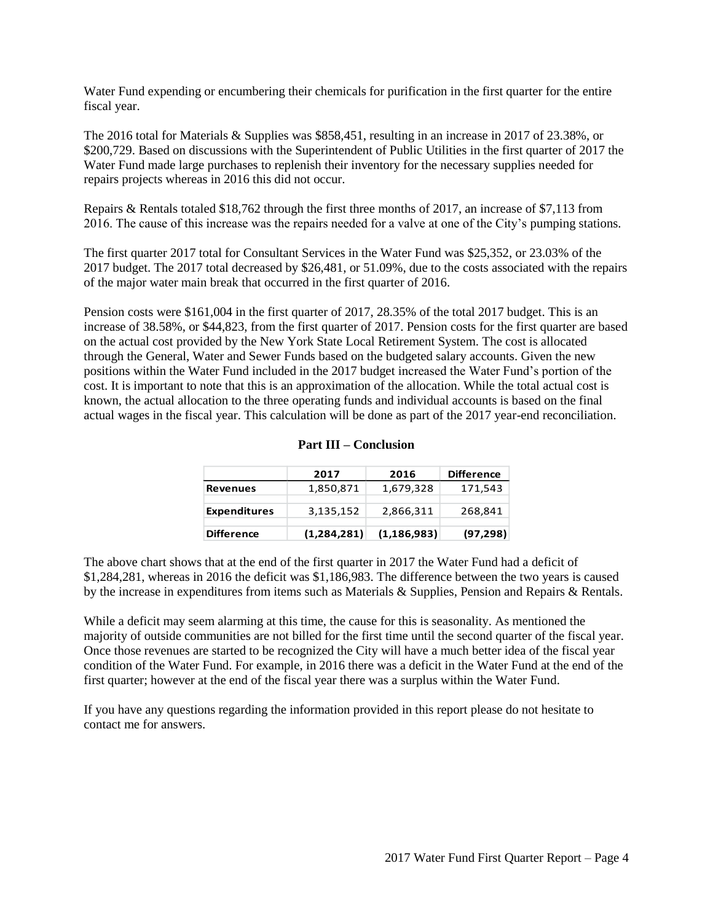Water Fund expending or encumbering their chemicals for purification in the first quarter for the entire fiscal year.

The 2016 total for Materials & Supplies was $858,451, resulting in an increase in 2017 of 23.38%, or $200,729. Based on discussions with the Superintendent of Public Utilities in the first quarter of 2017 the Water Fund made large purchases to replenish their inventory for the necessary supplies needed for repairs projects whereas in 2016 this did not occur.

Repairs & Rentals totaled $18,762 through the first three months of 2017, an increase of $7,113 from 2016. The cause of this increase was the repairs needed for a valve at one of the City's pumping stations.

The first quarter 2017 total for Consultant Services in the Water Fund was $25,352, or 23.03% of the 2017 budget. The 2017 total decreased by $26,481, or 51.09%, due to the costs associated with the repairs of the major water main break that occurred in the first quarter of 2016.

Pension costs were $161,004 in the first quarter of 2017, 28.35% of the total 2017 budget. This is an increase of 38.58%, or $44,823, from the first quarter of 2017. Pension costs for the first quarter are based on the actual cost provided by the New York State Local Retirement System. The cost is allocated through the General, Water and Sewer Funds based on the budgeted salary accounts. Given the new positions within the Water Fund included in the 2017 budget increased the Water Fund's portion of the cost. It is important to note that this is an approximation of the allocation. While the total actual cost is known, the actual allocation to the three operating funds and individual accounts is based on the final actual wages in the fiscal year. This calculation will be done as part of the 2017 year-end reconciliation.

## Part III – Conclusion

| | 2017 | 2016 | Difference |
|---|---|---|---|
| **Revenues** | 1,850,871 | 1,679,328 | 171,543 |
| **Expenditures** | 3,135,152 | 2,866,311 | 268,841 |
| **Difference** | **(1,284,281)** | **(1,186,983)** | **(97,298)** |

The above chart shows that at the end of the first quarter in 2017 the Water Fund had a deficit of $1,284,281, whereas in 2016 the deficit was $1,186,983. The difference between the two years is caused by the increase in expenditures from items such as Materials & Supplies, Pension and Repairs & Rentals.

While a deficit may seem alarming at this time, the cause for this is seasonality. As mentioned the majority of outside communities are not billed for the first time until the second quarter of the fiscal year. Once those revenues are started to be recognized the City will have a much better idea of the fiscal year condition of the Water Fund. For example, in 2016 there was a deficit in the Water Fund at the end of the first quarter; however at the end of the fiscal year there was a surplus within the Water Fund.

If you have any questions regarding the information provided in this report please do not hesitate to contact me for answers.